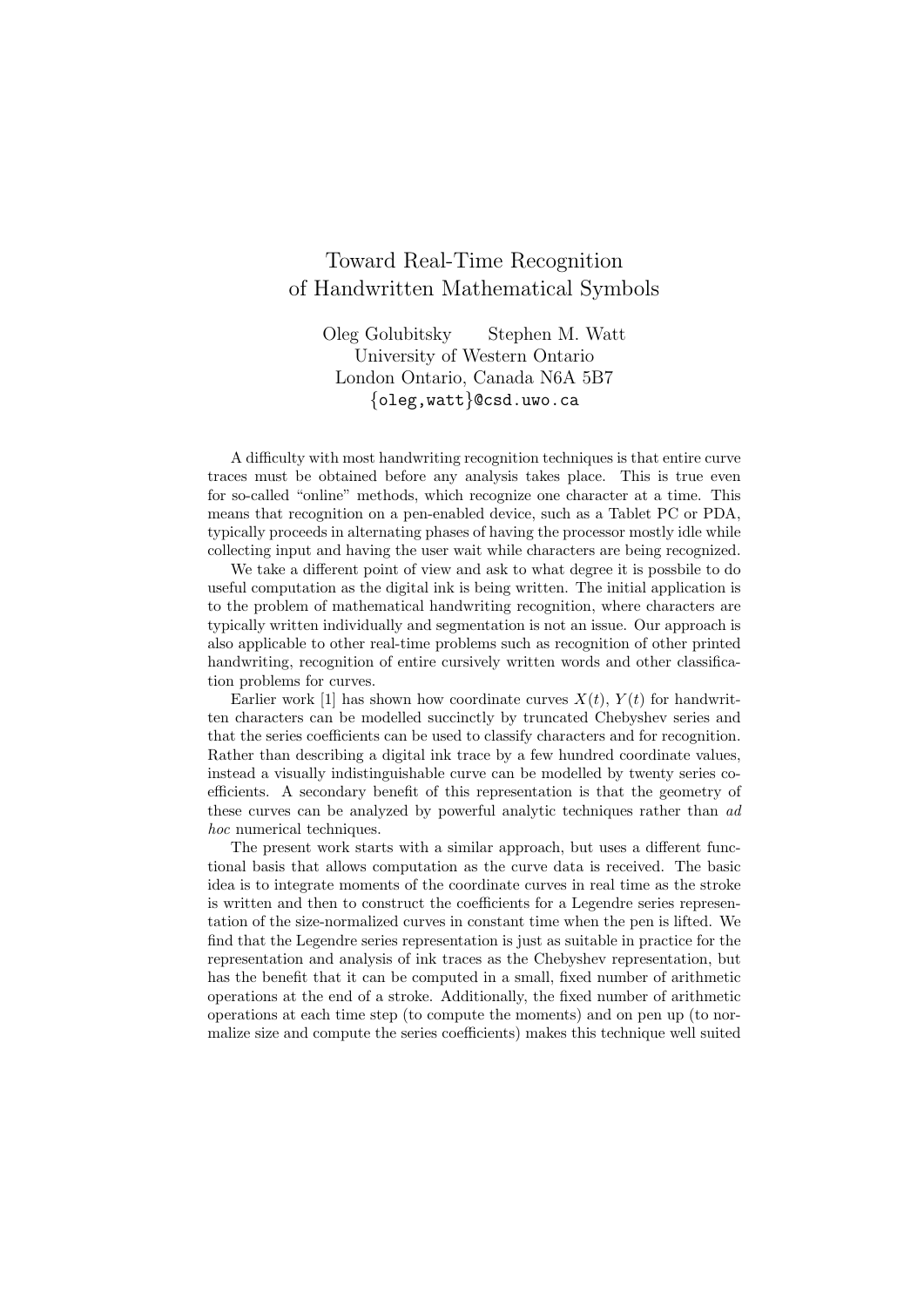# Toward Real-Time Recognition of Handwritten Mathematical Symbols

Oleg Golubitsky Stephen M. Watt
University of Western Ontario
London Ontario, Canada N6A 5B7
{oleg,watt}@csd.uwo.ca

A difficulty with most handwriting recognition techniques is that entire curve traces must be obtained before any analysis takes place. This is true even for so-called "online" methods, which recognize one character at a time. This means that recognition on a pen-enabled device, such as a Tablet PC or PDA, typically proceeds in alternating phases of having the processor mostly idle while collecting input and having the user wait while characters are being recognized.

We take a different point of view and ask to what degree it is possbile to do useful computation as the digital ink is being written. The initial application is to the problem of mathematical handwriting recognition, where characters are typically written individually and segmentation is not an issue. Our approach is also applicable to other real-time problems such as recognition of other printed handwriting, recognition of entire cursively written words and other classification problems for curves.

Earlier work [1] has shown how coordinate curves $X(t)$, $Y(t)$ for handwritten characters can be modelled succinctly by truncated Chebyshev series and that the series coefficients can be used to classify characters and for recognition. Rather than describing a digital ink trace by a few hundred coordinate values, instead a visually indistinguishable curve can be modelled by twenty series coefficients. A secondary benefit of this representation is that the geometry of these curves can be analyzed by powerful analytic techniques rather than *ad hoc* numerical techniques.

The present work starts with a similar approach, but uses a different functional basis that allows computation as the curve data is received. The basic idea is to integrate moments of the coordinate curves in real time as the stroke is written and then to construct the coefficients for a Legendre series representation of the size-normalized curves in constant time when the pen is lifted. We find that the Legendre series representation is just as suitable in practice for the representation and analysis of ink traces as the Chebyshev representation, but has the benefit that it can be computed in a small, fixed number of arithmetic operations at the end of a stroke. Additionally, the fixed number of arithmetic operations at each time step (to compute the moments) and on pen up (to normalize size and compute the series coefficients) makes this technique well suited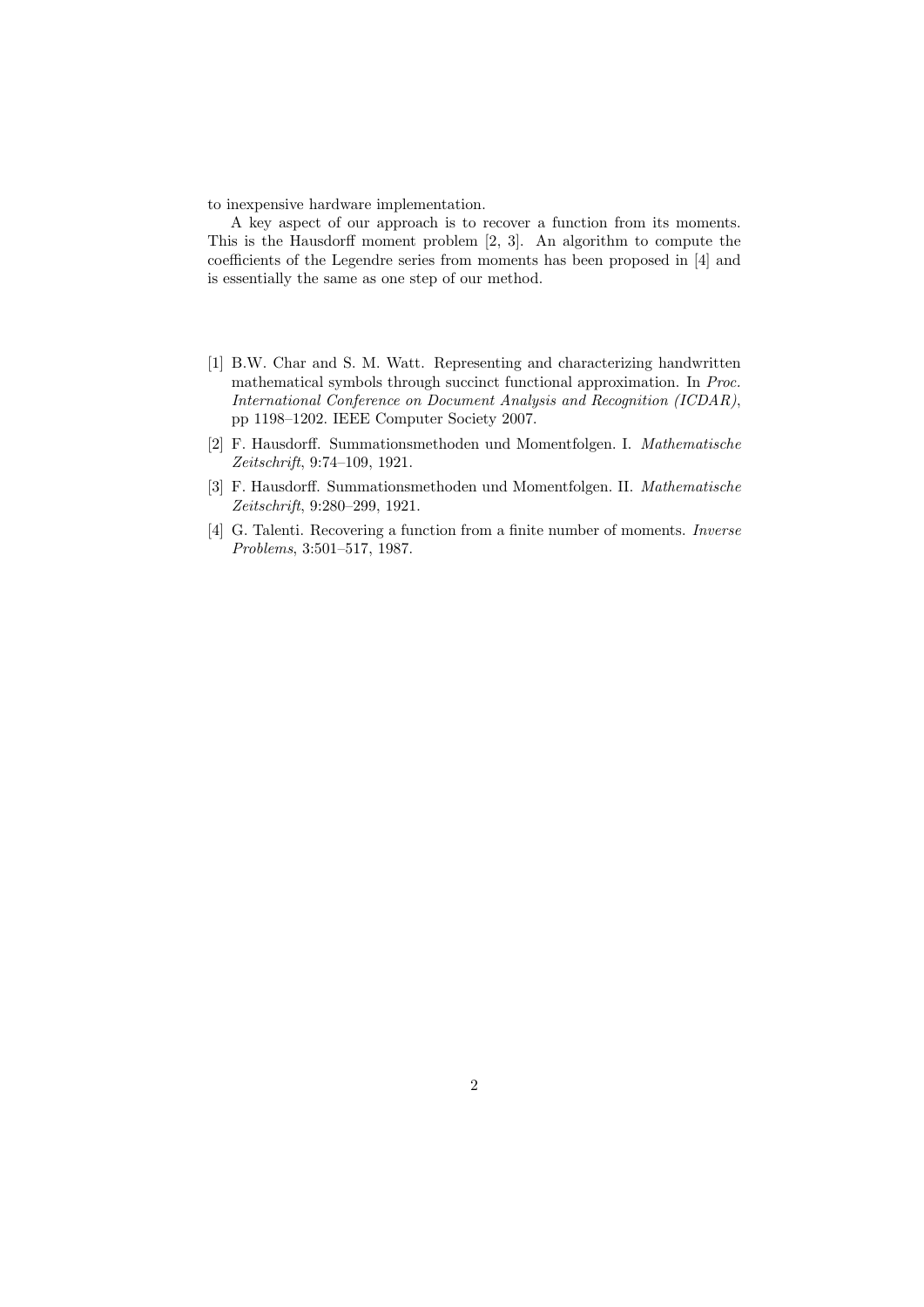to inexpensive hardware implementation.

A key aspect of our approach is to recover a function from its moments. This is the Hausdorff moment problem [2, 3]. An algorithm to compute the coefficients of the Legendre series from moments has been proposed in [4] and is essentially the same as one step of our method.

[1] B.W. Char and S. M. Watt. Representing and characterizing handwritten mathematical symbols through succinct functional approximation. In *Proc. International Conference on Document Analysis and Recognition (ICDAR)*, pp 1198–1202. IEEE Computer Society 2007.

[2] F. Hausdorff. Summationsmethoden und Momentfolgen. I. *Mathematische Zeitschrift*, 9:74–109, 1921.

[3] F. Hausdorff. Summationsmethoden und Momentfolgen. II. *Mathematische Zeitschrift*, 9:280–299, 1921.

[4] G. Talenti. Recovering a function from a finite number of moments. *Inverse Problems*, 3:501–517, 1987.